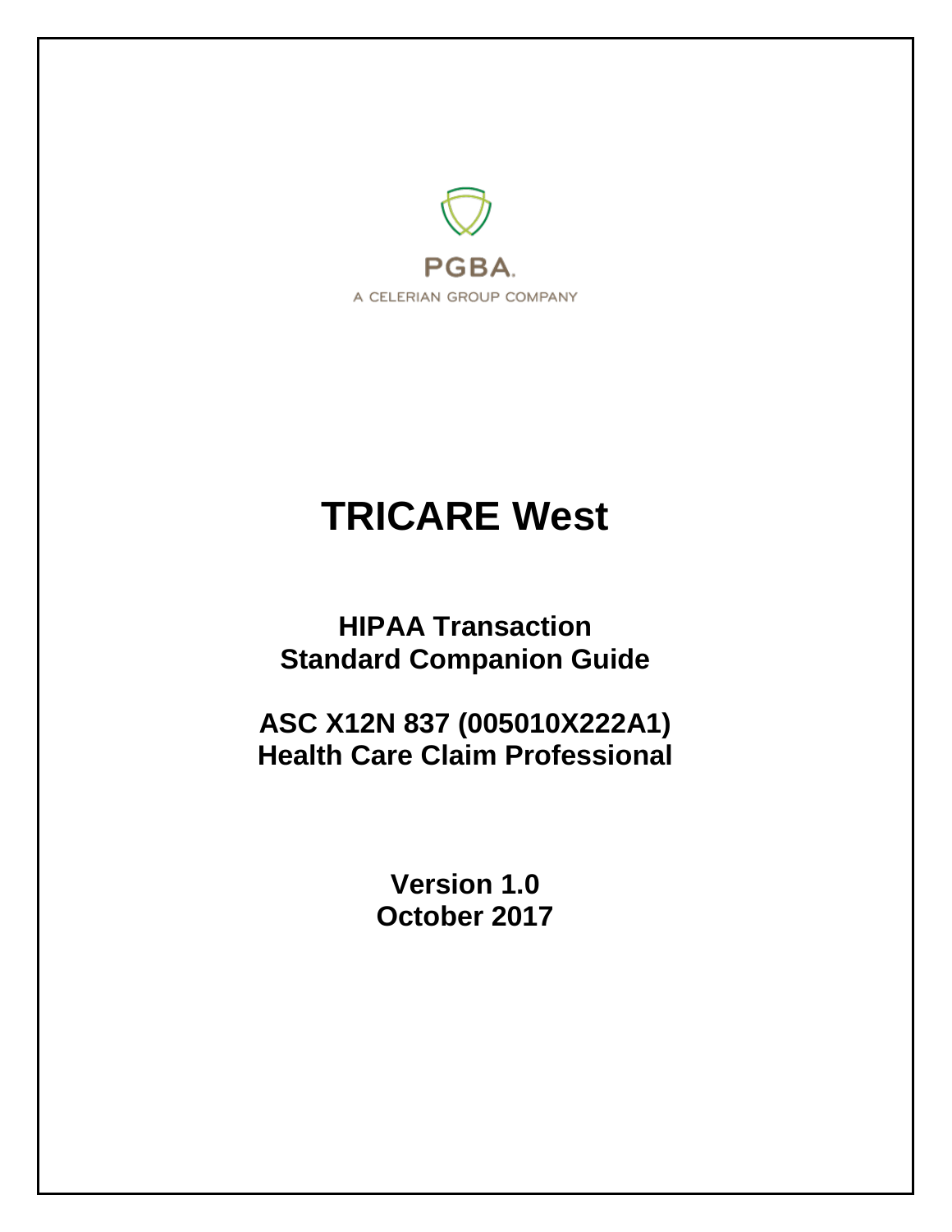PGBA.

A CELERIAN GROUP COMPANY

# TRICARE West

## HIPAA Transaction
## Standard Companion Guide

## ASC X12N 837 (005010X222A1)
## Health Care Claim Professional

**Version 1.0**
**October 2017**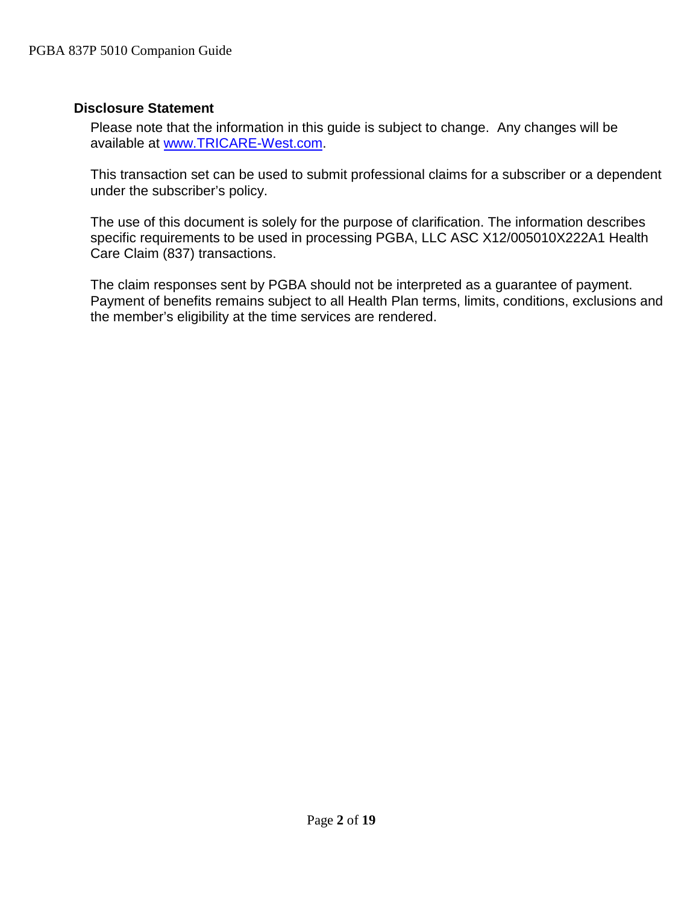## Disclosure Statement

Please note that the information in this guide is subject to change. Any changes will be available at [www.TRICARE-West.com](http://www.TRICARE-West.com).

This transaction set can be used to submit professional claims for a subscriber or a dependent under the subscriber's policy.

The use of this document is solely for the purpose of clarification. The information describes specific requirements to be used in processing PGBA, LLC ASC X12/005010X222A1 Health Care Claim (837) transactions.

The claim responses sent by PGBA should not be interpreted as a guarantee of payment. Payment of benefits remains subject to all Health Plan terms, limits, conditions, exclusions and the member's eligibility at the time services are rendered.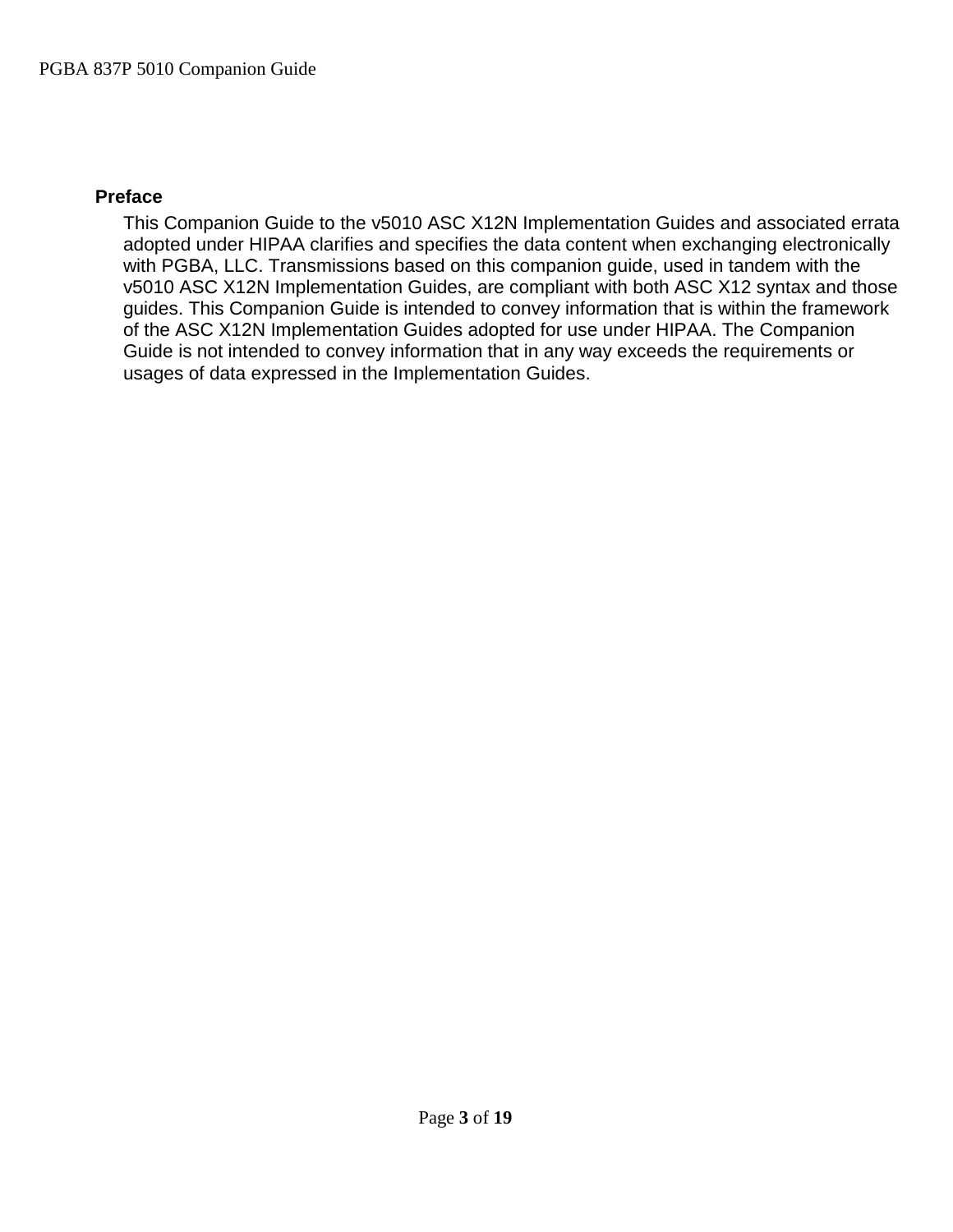## Preface

This Companion Guide to the v5010 ASC X12N Implementation Guides and associated errata adopted under HIPAA clarifies and specifies the data content when exchanging electronically with PGBA, LLC. Transmissions based on this companion guide, used in tandem with the v5010 ASC X12N Implementation Guides, are compliant with both ASC X12 syntax and those guides. This Companion Guide is intended to convey information that is within the framework of the ASC X12N Implementation Guides adopted for use under HIPAA. The Companion Guide is not intended to convey information that in any way exceeds the requirements or usages of data expressed in the Implementation Guides.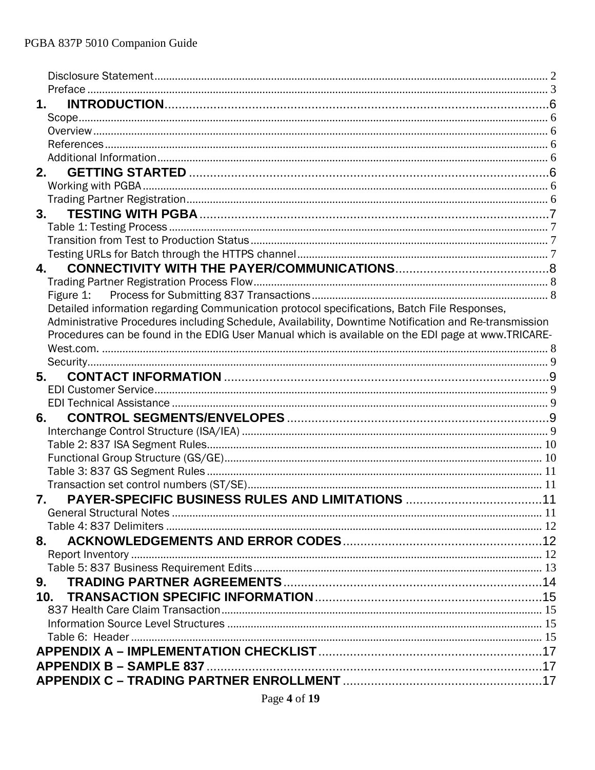Disclosure Statement ..... 2
Preface ..... 3

**1. INTRODUCTION** ..... 6

Scope ..... 6
Overview ..... 6
References ..... 6
Additional Information ..... 6

**2. GETTING STARTED** ..... 6

Working with PGBA ..... 6
Trading Partner Registration ..... 6

**3. TESTING WITH PGBA** ..... 7

Table 1: Testing Process ..... 7
Transition from Test to Production Status ..... 7
Testing URLs for Batch through the HTTPS channel ..... 7

**4. CONNECTIVITY WITH THE PAYER/COMMUNICATIONS** ..... 8

Trading Partner Registration Process Flow ..... 8
Figure 1: Process for Submitting 837 Transactions ..... 8
Detailed information regarding Communication protocol specifications, Batch File Responses, Administrative Procedures including Schedule, Availability, Downtime Notification and Re-transmission Procedures can be found in the EDIG User Manual which is available on the EDI page at www.TRICARE-West.com. ..... 8
Security ..... 9

**5. CONTACT INFORMATION** ..... 9

EDI Customer Service ..... 9
EDI Technical Assistance ..... 9

**6. CONTROL SEGMENTS/ENVELOPES** ..... 9

Interchange Control Structure (ISA/IEA) ..... 9
Table 2: 837 ISA Segment Rules ..... 10
Functional Group Structure (GS/GE) ..... 10
Table 3: 837 GS Segment Rules ..... 11
Transaction set control numbers (ST/SE) ..... 11

**7. PAYER-SPECIFIC BUSINESS RULES AND LIMITATIONS** ..... 11

General Structural Notes ..... 11
Table 4: 837 Delimiters ..... 12

**8. ACKNOWLEDGEMENTS AND ERROR CODES** ..... 12

Report Inventory ..... 12
Table 5: 837 Business Requirement Edits ..... 13

**9. TRADING PARTNER AGREEMENTS** ..... 14

**10. TRANSACTION SPECIFIC INFORMATION** ..... 15

837 Health Care Claim Transaction ..... 15
Information Source Level Structures ..... 15
Table 6: Header ..... 15

**APPENDIX A – IMPLEMENTATION CHECKLIST** ..... 17

**APPENDIX B – SAMPLE 837** ..... 17

**APPENDIX C – TRADING PARTNER ENROLLMENT** ..... 17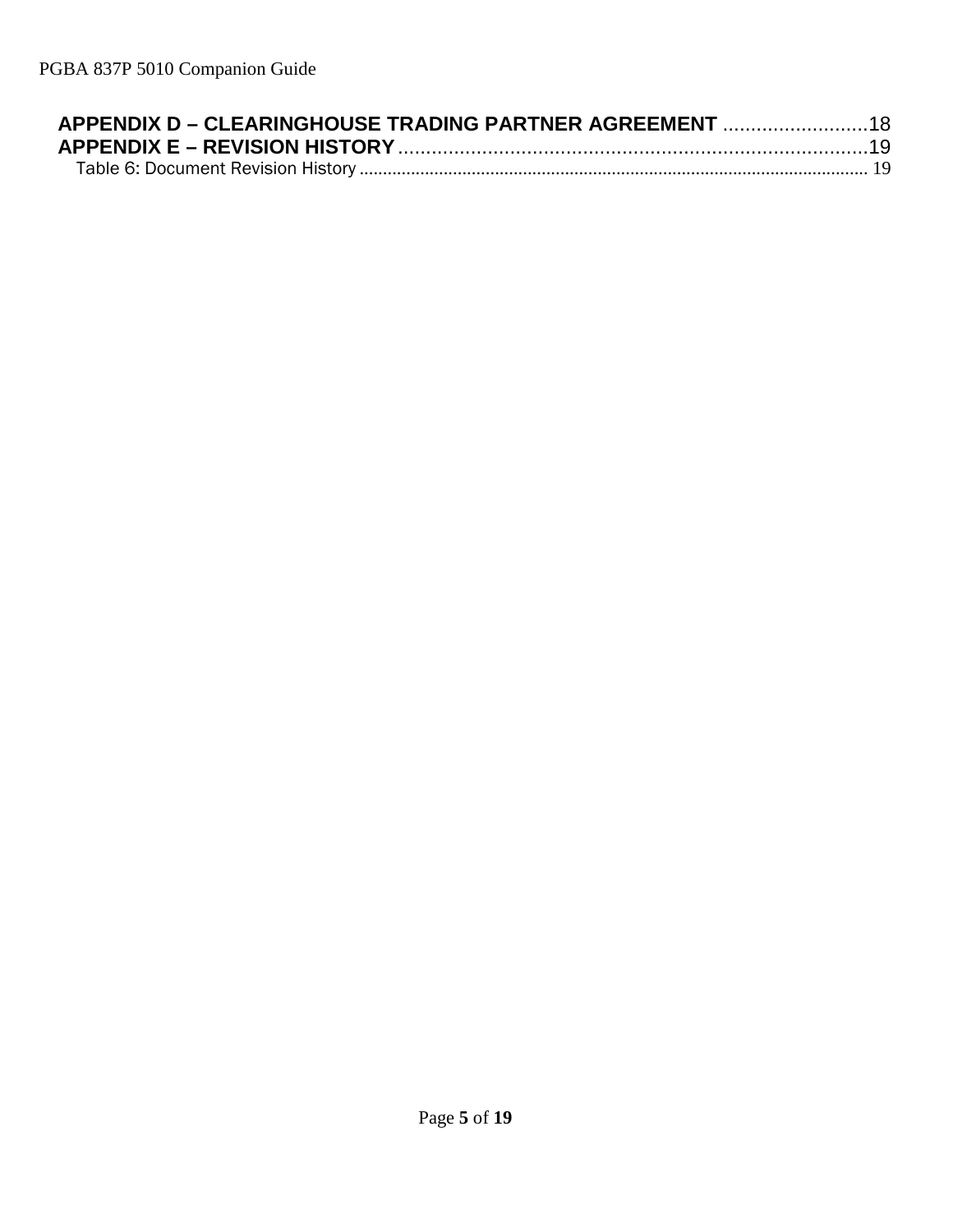APPENDIX D – CLEARINGHOUSE TRADING PARTNER AGREEMENT ..........................18
APPENDIX E – REVISION HISTORY ....................................................................................19
Table 6: Document Revision History ........................................................................................................... 19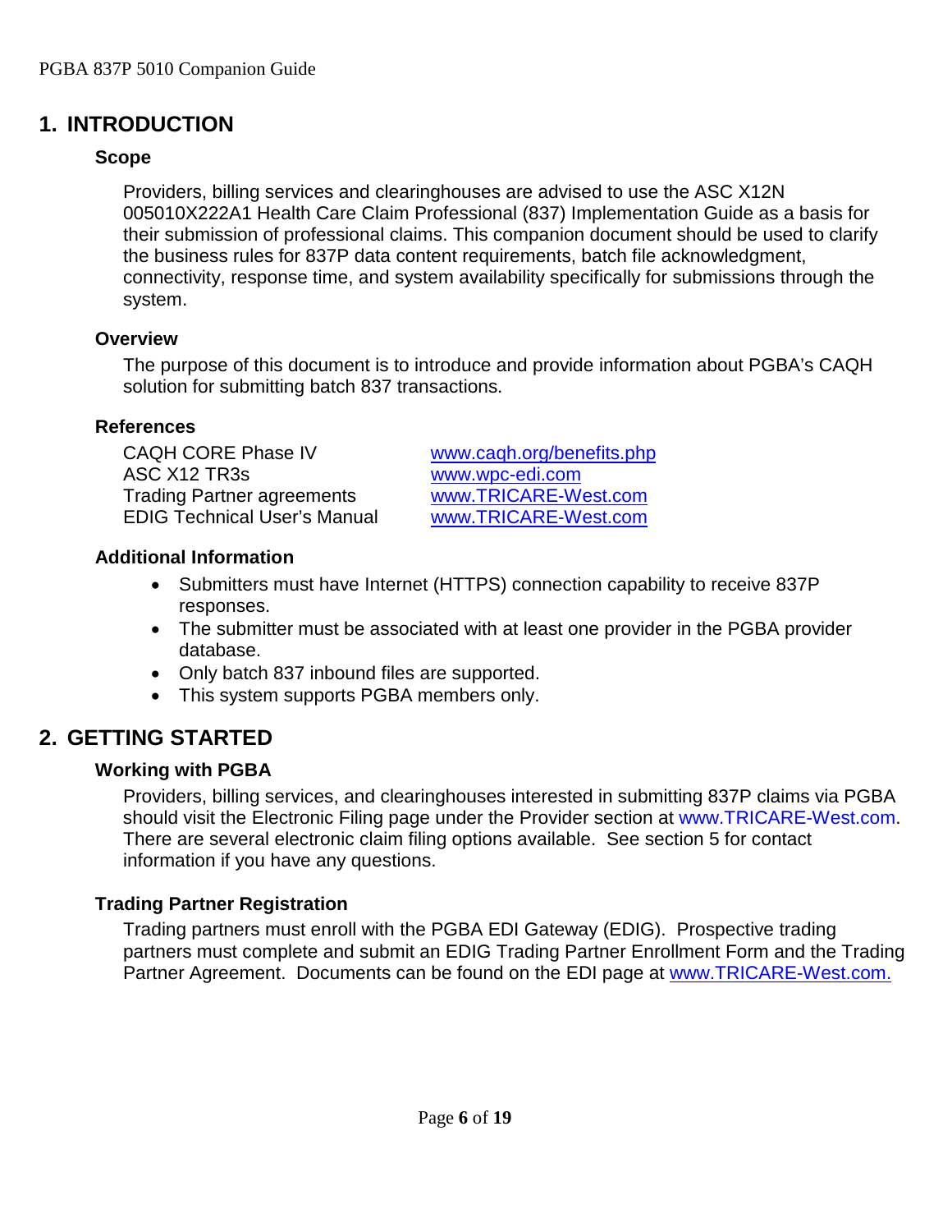# 1. INTRODUCTION

### Scope

Providers, billing services and clearinghouses are advised to use the ASC X12N 005010X222A1 Health Care Claim Professional (837) Implementation Guide as a basis for their submission of professional claims. This companion document should be used to clarify the business rules for 837P data content requirements, batch file acknowledgment, connectivity, response time, and system availability specifically for submissions through the system.

### Overview

The purpose of this document is to introduce and provide information about PGBA's CAQH solution for submitting batch 837 transactions.

### References

| | |
|---|---|
| CAQH CORE Phase IV | www.caqh.org/benefits.php |
| ASC X12 TR3s | www.wpc-edi.com |
| Trading Partner agreements | www.TRICARE-West.com |
| EDIG Technical User's Manual | www.TRICARE-West.com |

### Additional Information

- Submitters must have Internet (HTTPS) connection capability to receive 837P responses.
- The submitter must be associated with at least one provider in the PGBA provider database.
- Only batch 837 inbound files are supported.
- This system supports PGBA members only.

# 2. GETTING STARTED

### Working with PGBA

Providers, billing services, and clearinghouses interested in submitting 837P claims via PGBA should visit the Electronic Filing page under the Provider section at www.TRICARE-West.com. There are several electronic claim filing options available. See section 5 for contact information if you have any questions.

### Trading Partner Registration

Trading partners must enroll with the PGBA EDI Gateway (EDIG). Prospective trading partners must complete and submit an EDIG Trading Partner Enrollment Form and the Trading Partner Agreement. Documents can be found on the EDI page at www.TRICARE-West.com.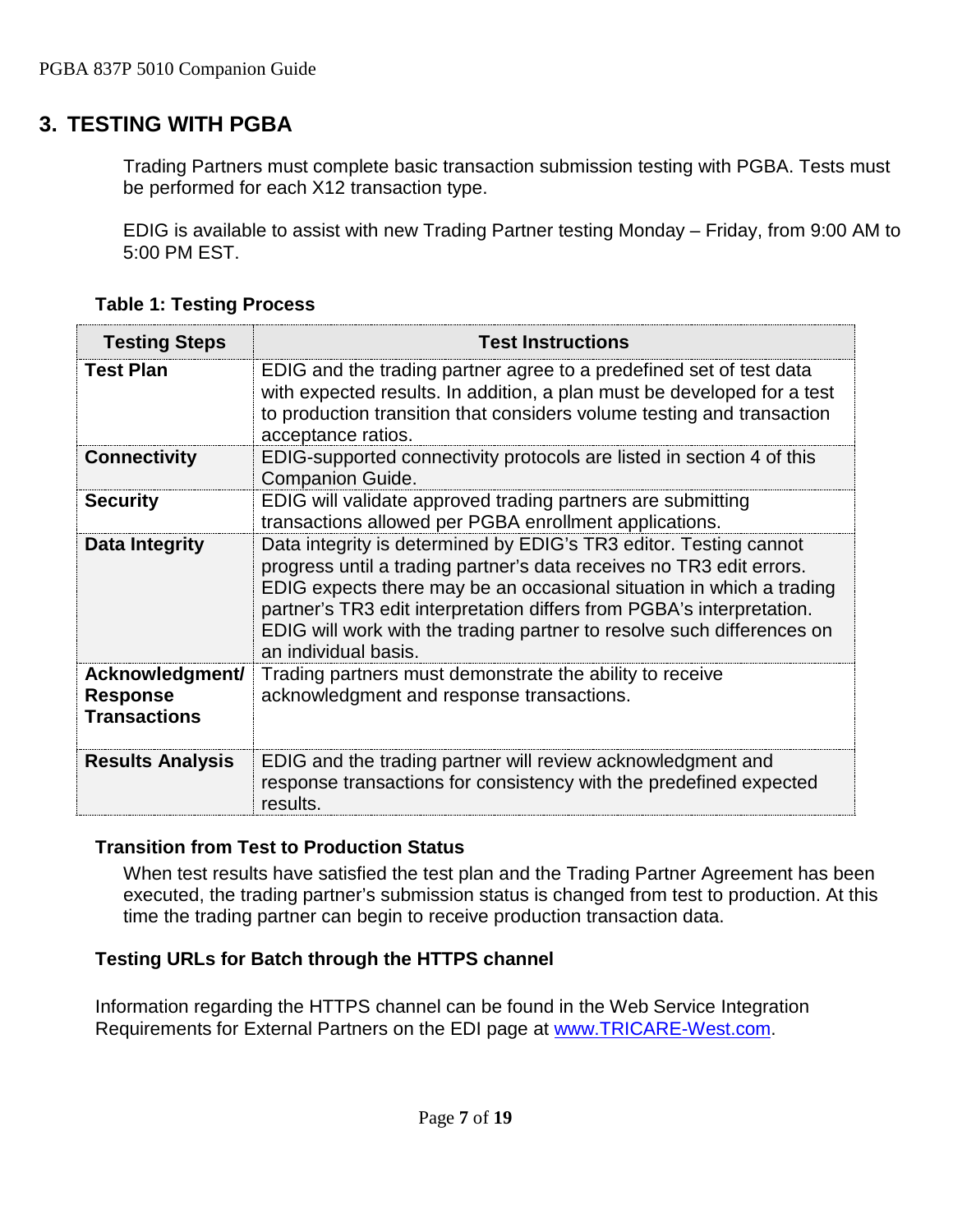## 3. TESTING WITH PGBA

Trading Partners must complete basic transaction submission testing with PGBA. Tests must be performed for each X12 transaction type.

EDIG is available to assist with new Trading Partner testing Monday – Friday, from 9:00 AM to 5:00 PM EST.

**Table 1: Testing Process**

| Testing Steps | Test Instructions |
| --- | --- |
| **Test Plan** | EDIG and the trading partner agree to a predefined set of test data with expected results. In addition, a plan must be developed for a test to production transition that considers volume testing and transaction acceptance ratios. |
| **Connectivity** | EDIG-supported connectivity protocols are listed in section 4 of this Companion Guide. |
| **Security** | EDIG will validate approved trading partners are submitting transactions allowed per PGBA enrollment applications. |
| **Data Integrity** | Data integrity is determined by EDIG's TR3 editor. Testing cannot progress until a trading partner's data receives no TR3 edit errors. EDIG expects there may be an occasional situation in which a trading partner's TR3 edit interpretation differs from PGBA's interpretation. EDIG will work with the trading partner to resolve such differences on an individual basis. |
| **Acknowledgment/ Response Transactions** | Trading partners must demonstrate the ability to receive acknowledgment and response transactions. |
| **Results Analysis** | EDIG and the trading partner will review acknowledgment and response transactions for consistency with the predefined expected results. |

**Transition from Test to Production Status**

When test results have satisfied the test plan and the Trading Partner Agreement has been executed, the trading partner's submission status is changed from test to production. At this time the trading partner can begin to receive production transaction data.

**Testing URLs for Batch through the HTTPS channel**

Information regarding the HTTPS channel can be found in the Web Service Integration Requirements for External Partners on the EDI page at [www.TRICARE-West.com](www.TRICARE-West.com).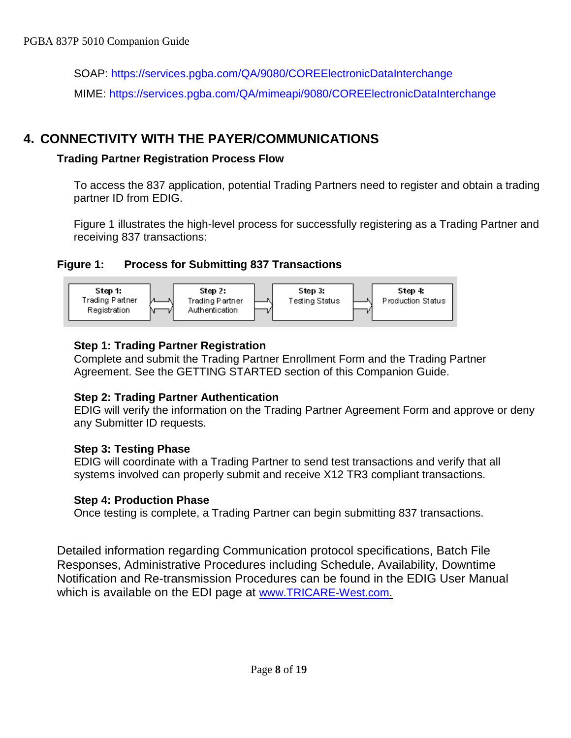SOAP: https://services.pgba.com/QA/9080/COREElectronicDataInterchange

MIME: https://services.pgba.com/QA/mimeapi/9080/COREElectronicDataInterchange

# 4. CONNECTIVITY WITH THE PAYER/COMMUNICATIONS

## Trading Partner Registration Process Flow

To access the 837 application, potential Trading Partners need to register and obtain a trading partner ID from EDIG.

Figure 1 illustrates the high-level process for successfully registering as a Trading Partner and receiving 837 transactions:

**Figure 1: Process for Submitting 837 Transactions**

| **Step 1:** Trading Partner Registration | ⟷ | **Step 2:** Trading Partner Authentication | ⟶ | **Step 3:** Testing Status | ⟶ | **Step 4:** Production Status |
|---|---|---|---|---|---|---|

**Step 1: Trading Partner Registration**
Complete and submit the Trading Partner Enrollment Form and the Trading Partner Agreement. See the GETTING STARTED section of this Companion Guide.

**Step 2: Trading Partner Authentication**
EDIG will verify the information on the Trading Partner Agreement Form and approve or deny any Submitter ID requests.

**Step 3: Testing Phase**
EDIG will coordinate with a Trading Partner to send test transactions and verify that all systems involved can properly submit and receive X12 TR3 compliant transactions.

**Step 4: Production Phase**
Once testing is complete, a Trading Partner can begin submitting 837 transactions.

Detailed information regarding Communication protocol specifications, Batch File Responses, Administrative Procedures including Schedule, Availability, Downtime Notification and Re-transmission Procedures can be found in the EDIG User Manual which is available on the EDI page at www.TRICARE-West.com.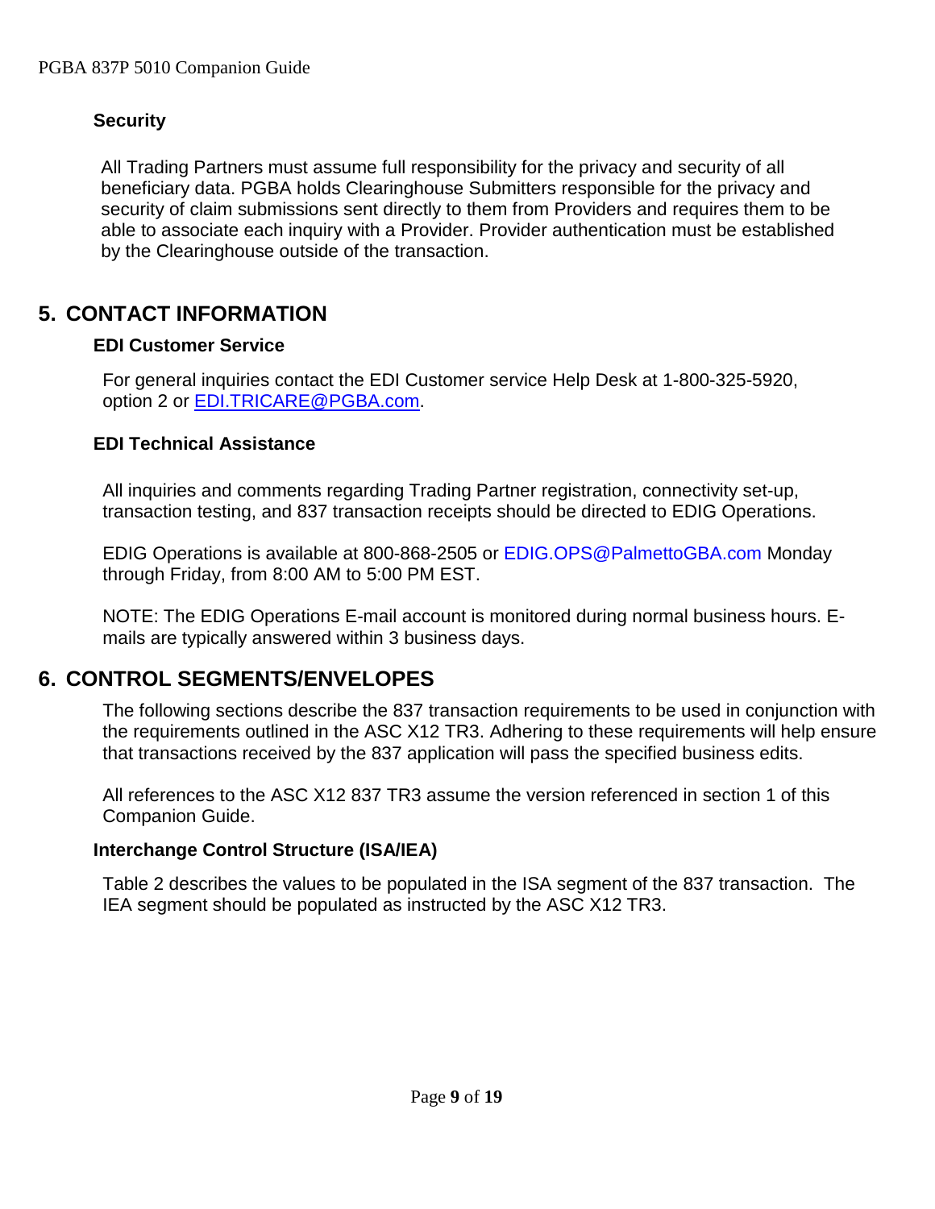### Security

All Trading Partners must assume full responsibility for the privacy and security of all beneficiary data. PGBA holds Clearinghouse Submitters responsible for the privacy and security of claim submissions sent directly to them from Providers and requires them to be able to associate each inquiry with a Provider. Provider authentication must be established by the Clearinghouse outside of the transaction.

## 5. CONTACT INFORMATION

### EDI Customer Service

For general inquiries contact the EDI Customer service Help Desk at 1-800-325-5920, option 2 or [EDI.TRICARE@PGBA.com](mailto:EDI.TRICARE@PGBA.com).

### EDI Technical Assistance

All inquiries and comments regarding Trading Partner registration, connectivity set-up, transaction testing, and 837 transaction receipts should be directed to EDIG Operations.

EDIG Operations is available at 800-868-2505 or EDIG.OPS@PalmettoGBA.com Monday through Friday, from 8:00 AM to 5:00 PM EST.

NOTE: The EDIG Operations E-mail account is monitored during normal business hours. E-mails are typically answered within 3 business days.

## 6. CONTROL SEGMENTS/ENVELOPES

The following sections describe the 837 transaction requirements to be used in conjunction with the requirements outlined in the ASC X12 TR3. Adhering to these requirements will help ensure that transactions received by the 837 application will pass the specified business edits.

All references to the ASC X12 837 TR3 assume the version referenced in section 1 of this Companion Guide.

### Interchange Control Structure (ISA/IEA)

Table 2 describes the values to be populated in the ISA segment of the 837 transaction. The IEA segment should be populated as instructed by the ASC X12 TR3.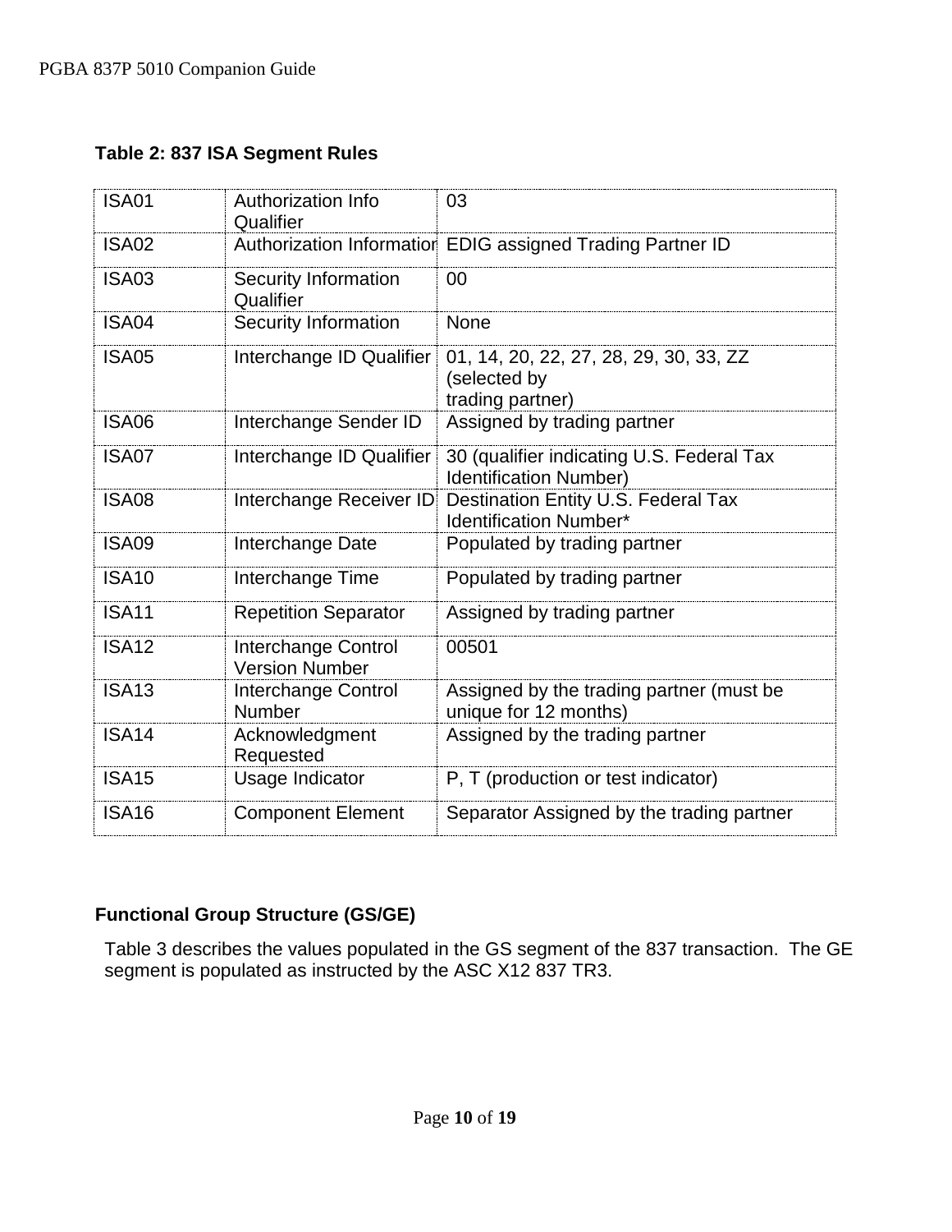**Table 2: 837 ISA Segment Rules**

| | | |
|---|---|---|
| ISA01 | Authorization Info Qualifier | 03 |
| ISA02 | Authorization Information | EDIG assigned Trading Partner ID |
| ISA03 | Security Information Qualifier | 00 |
| ISA04 | Security Information | None |
| ISA05 | Interchange ID Qualifier | 01, 14, 20, 22, 27, 28, 29, 30, 33, ZZ (selected by trading partner) |
| ISA06 | Interchange Sender ID | Assigned by trading partner |
| ISA07 | Interchange ID Qualifier | 30 (qualifier indicating U.S. Federal Tax Identification Number) |
| ISA08 | Interchange Receiver ID | Destination Entity U.S. Federal Tax Identification Number* |
| ISA09 | Interchange Date | Populated by trading partner |
| ISA10 | Interchange Time | Populated by trading partner |
| ISA11 | Repetition Separator | Assigned by trading partner |
| ISA12 | Interchange Control Version Number | 00501 |
| ISA13 | Interchange Control Number | Assigned by the trading partner (must be unique for 12 months) |
| ISA14 | Acknowledgment Requested | Assigned by the trading partner |
| ISA15 | Usage Indicator | P, T (production or test indicator) |
| ISA16 | Component Element | Separator Assigned by the trading partner |

### Functional Group Structure (GS/GE)

Table 3 describes the values populated in the GS segment of the 837 transaction. The GE segment is populated as instructed by the ASC X12 837 TR3.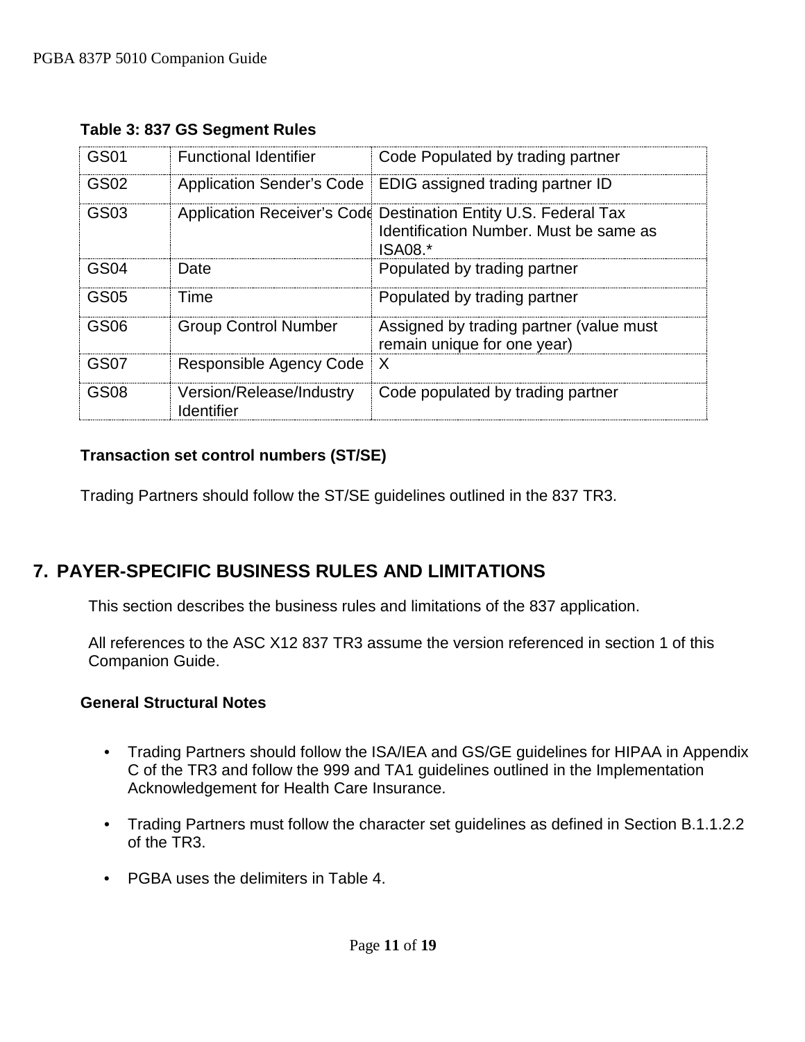**Table 3: 837 GS Segment Rules**

| | | |
|---|---|---|
| GS01 | Functional Identifier | Code Populated by trading partner |
| GS02 | Application Sender's Code | EDIG assigned trading partner ID |
| GS03 | Application Receiver's Code | Destination Entity U.S. Federal Tax Identification Number. Must be same as ISA08.* |
| GS04 | Date | Populated by trading partner |
| GS05 | Time | Populated by trading partner |
| GS06 | Group Control Number | Assigned by trading partner (value must remain unique for one year) |
| GS07 | Responsible Agency Code | X |
| GS08 | Version/Release/Industry Identifier | Code populated by trading partner |

**Transaction set control numbers (ST/SE)**

Trading Partners should follow the ST/SE guidelines outlined in the 837 TR3.

## 7. PAYER-SPECIFIC BUSINESS RULES AND LIMITATIONS

This section describes the business rules and limitations of the 837 application.

All references to the ASC X12 837 TR3 assume the version referenced in section 1 of this Companion Guide.

**General Structural Notes**

- Trading Partners should follow the ISA/IEA and GS/GE guidelines for HIPAA in Appendix C of the TR3 and follow the 999 and TA1 guidelines outlined in the Implementation Acknowledgement for Health Care Insurance.
- Trading Partners must follow the character set guidelines as defined in Section B.1.1.2.2 of the TR3.
- PGBA uses the delimiters in Table 4.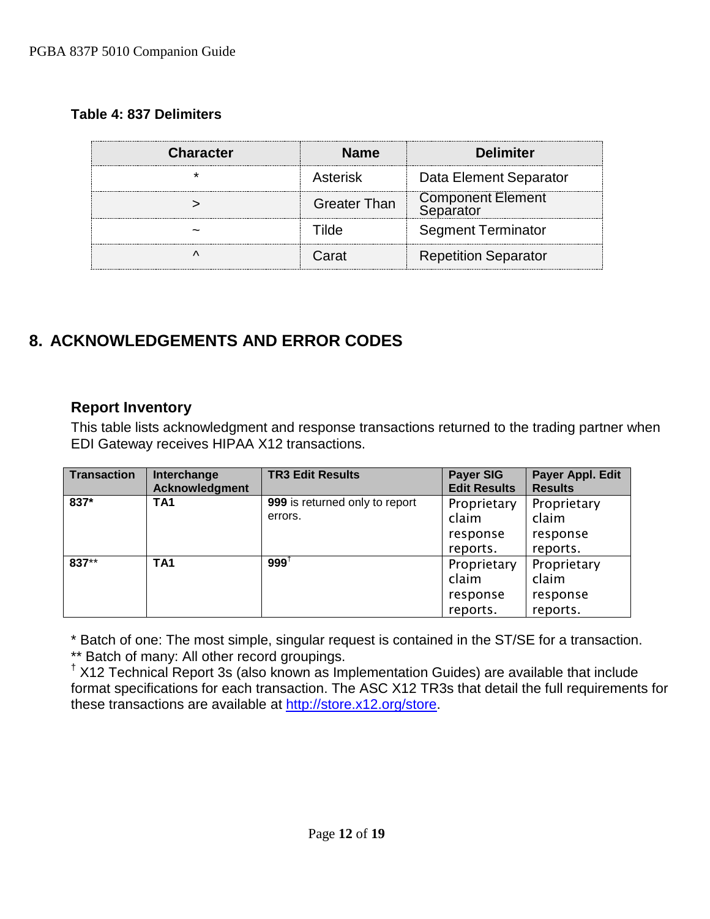**Table 4: 837 Delimiters**

| Character | Name | Delimiter |
|---|---|---|
| * | Asterisk | Data Element Separator |
| > | Greater Than | Component Element Separator |
| ~ | Tilde | Segment Terminator |
| ^ | Carat | Repetition Separator |

## 8. ACKNOWLEDGEMENTS AND ERROR CODES

### Report Inventory

This table lists acknowledgment and response transactions returned to the trading partner when EDI Gateway receives HIPAA X12 transactions.

| Transaction | Interchange Acknowledgment | TR3 Edit Results | Payer SIG Edit Results | Payer Appl. Edit Results |
|---|---|---|---|---|
| **837*** | **TA1** | **999** is returned only to report errors. | Proprietary claim response reports. | Proprietary claim response reports. |
| **837**** | **TA1** | **999**[†] | Proprietary claim response reports. | Proprietary claim response reports. |

* Batch of one: The most simple, singular request is contained in the ST/SE for a transaction.
** Batch of many: All other record groupings.
[†] X12 Technical Report 3s (also known as Implementation Guides) are available that include format specifications for each transaction. The ASC X12 TR3s that detail the full requirements for these transactions are available at http://store.x12.org/store.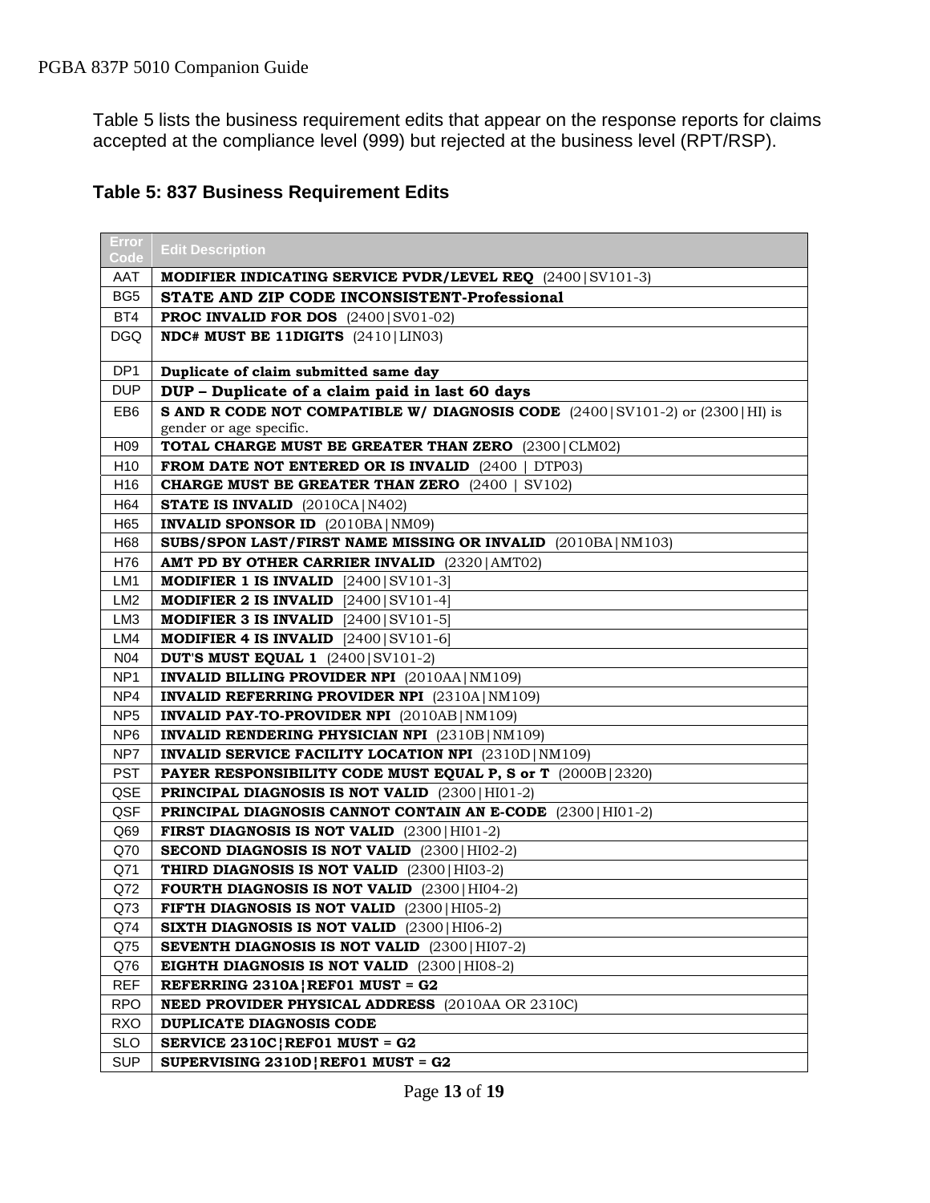Table 5 lists the business requirement edits that appear on the response reports for claims accepted at the compliance level (999) but rejected at the business level (RPT/RSP).

**Table 5: 837 Business Requirement Edits**

| Error Code | Edit Description |
|---|---|
| AAT | **MODIFIER INDICATING SERVICE PVDR/LEVEL REQ** (2400\|SV101-3) |
| BG5 | **STATE AND ZIP CODE INCONSISTENT-Professional** |
| BT4 | **PROC INVALID FOR DOS** (2400\|SV01-02) |
| DGQ | **NDC# MUST BE 11DIGITS** (2410\|LIN03) |
| DP1 | **Duplicate of claim submitted same day** |
| DUP | **DUP – Duplicate of a claim paid in last 60 days** |
| EB6 | **S AND R CODE NOT COMPATIBLE W/ DIAGNOSIS CODE** (2400\|SV101-2) or (2300\|HI) is gender or age specific. |
| H09 | **TOTAL CHARGE MUST BE GREATER THAN ZERO** (2300\|CLM02) |
| H10 | **FROM DATE NOT ENTERED OR IS INVALID** (2400 \| DTP03) |
| H16 | **CHARGE MUST BE GREATER THAN ZERO** (2400 \| SV102) |
| H64 | **STATE IS INVALID** (2010CA\|N402) |
| H65 | **INVALID SPONSOR ID** (2010BA\|NM09) |
| H68 | **SUBS/SPON LAST/FIRST NAME MISSING OR INVALID** (2010BA\|NM103) |
| H76 | **AMT PD BY OTHER CARRIER INVALID** (2320\|AMT02) |
| LM1 | **MODIFIER 1 IS INVALID** [2400\|SV101-3] |
| LM2 | **MODIFIER 2 IS INVALID** [2400\|SV101-4] |
| LM3 | **MODIFIER 3 IS INVALID** [2400\|SV101-5] |
| LM4 | **MODIFIER 4 IS INVALID** [2400\|SV101-6] |
| N04 | **DUT'S MUST EQUAL 1** (2400\|SV101-2) |
| NP1 | **INVALID BILLING PROVIDER NPI** (2010AA\|NM109) |
| NP4 | **INVALID REFERRING PROVIDER NPI** (2310A\|NM109) |
| NP5 | **INVALID PAY-TO-PROVIDER NPI** (2010AB\|NM109) |
| NP6 | **INVALID RENDERING PHYSICIAN NPI** (2310B\|NM109) |
| NP7 | **INVALID SERVICE FACILITY LOCATION NPI** (2310D\|NM109) |
| PST | **PAYER RESPONSIBILITY CODE MUST EQUAL P, S or T** (2000B\|2320) |
| QSE | **PRINCIPAL DIAGNOSIS IS NOT VALID** (2300\|HI01-2) |
| QSF | **PRINCIPAL DIAGNOSIS CANNOT CONTAIN AN E-CODE** (2300\|HI01-2) |
| Q69 | **FIRST DIAGNOSIS IS NOT VALID** (2300\|HI01-2) |
| Q70 | **SECOND DIAGNOSIS IS NOT VALID** (2300\|HI02-2) |
| Q71 | **THIRD DIAGNOSIS IS NOT VALID** (2300\|HI03-2) |
| Q72 | **FOURTH DIAGNOSIS IS NOT VALID** (2300\|HI04-2) |
| Q73 | **FIFTH DIAGNOSIS IS NOT VALID** (2300\|HI05-2) |
| Q74 | **SIXTH DIAGNOSIS IS NOT VALID** (2300\|HI06-2) |
| Q75 | **SEVENTH DIAGNOSIS IS NOT VALID** (2300\|HI07-2) |
| Q76 | **EIGHTH DIAGNOSIS IS NOT VALID** (2300\|HI08-2) |
| REF | **REFERRING 2310A¦REF01 MUST = G2** |
| RPO | **NEED PROVIDER PHYSICAL ADDRESS** (2010AA OR 2310C) |
| RXO | **DUPLICATE DIAGNOSIS CODE** |
| SLO | **SERVICE 2310C¦REF01 MUST = G2** |
| SUP | **SUPERVISING 2310D¦REF01 MUST = G2** |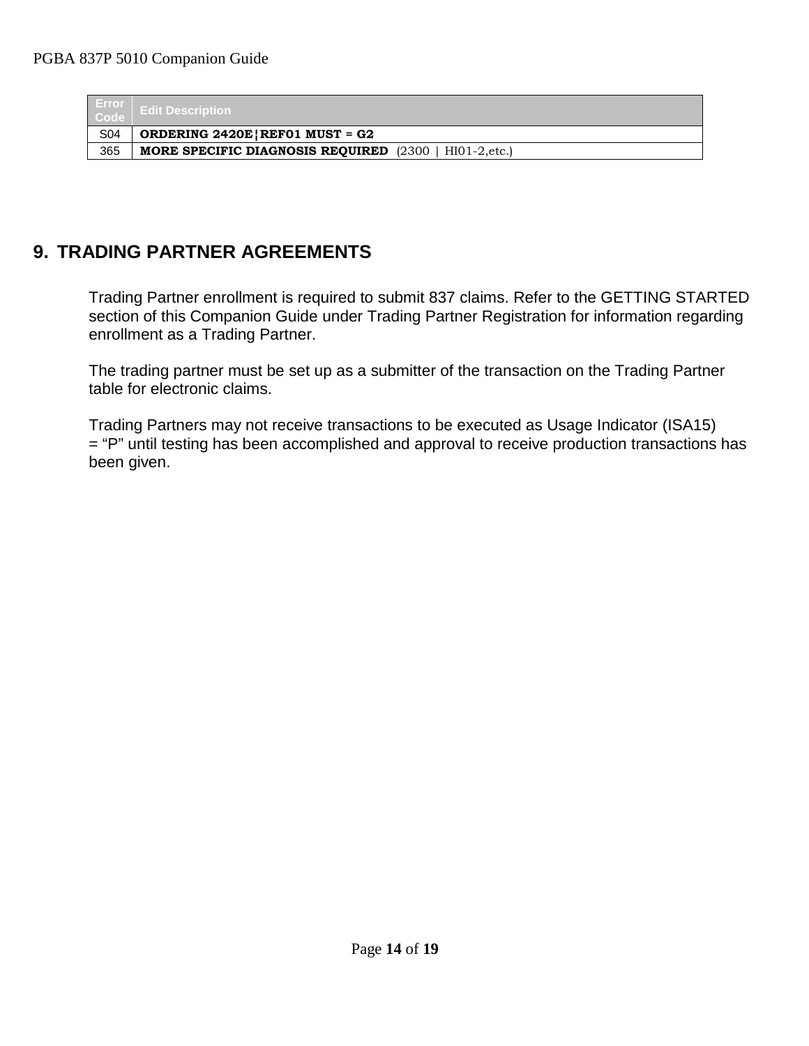| Error Code | Edit Description |
| --- | --- |
| S04 | **ORDERING 2420E¦REF01 MUST = G2** |
| 365 | **MORE SPECIFIC DIAGNOSIS REQUIRED** (2300 \| HI01-2,etc.) |

# 9. TRADING PARTNER AGREEMENTS

Trading Partner enrollment is required to submit 837 claims. Refer to the GETTING STARTED section of this Companion Guide under Trading Partner Registration for information regarding enrollment as a Trading Partner.

The trading partner must be set up as a submitter of the transaction on the Trading Partner table for electronic claims.

Trading Partners may not receive transactions to be executed as Usage Indicator (ISA15) = “P” until testing has been accomplished and approval to receive production transactions has been given.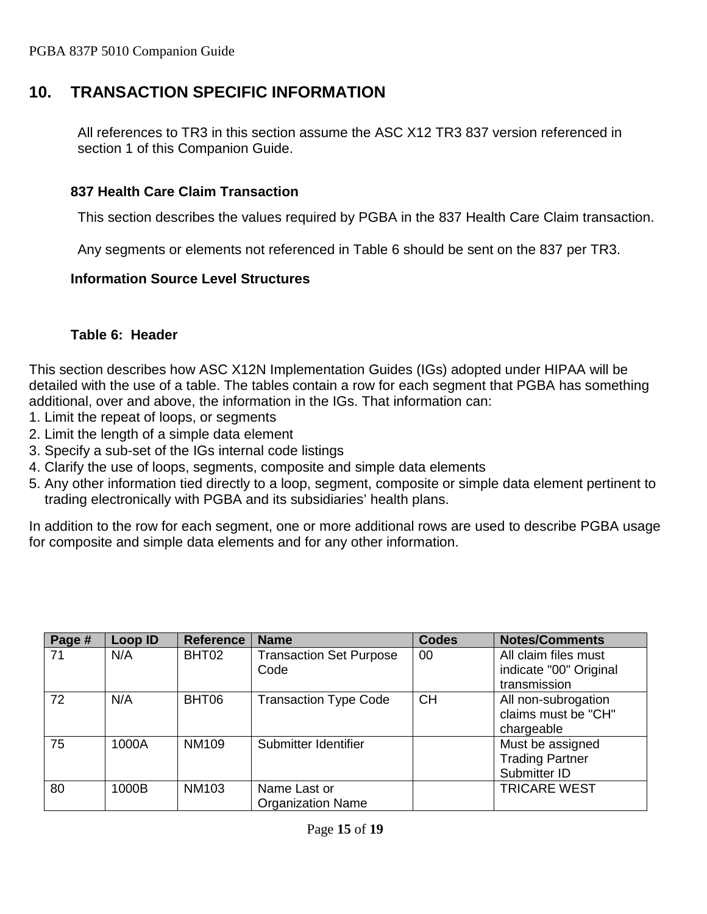## 10. TRANSACTION SPECIFIC INFORMATION

All references to TR3 in this section assume the ASC X12 TR3 837 version referenced in section 1 of this Companion Guide.

### 837 Health Care Claim Transaction

This section describes the values required by PGBA in the 837 Health Care Claim transaction.

Any segments or elements not referenced in Table 6 should be sent on the 837 per TR3.

**Information Source Level Structures**

**Table 6: Header**

This section describes how ASC X12N Implementation Guides (IGs) adopted under HIPAA will be detailed with the use of a table. The tables contain a row for each segment that PGBA has something additional, over and above, the information in the IGs. That information can:

1. Limit the repeat of loops, or segments
2. Limit the length of a simple data element
3. Specify a sub-set of the IGs internal code listings
4. Clarify the use of loops, segments, composite and simple data elements
5. Any other information tied directly to a loop, segment, composite or simple data element pertinent to trading electronically with PGBA and its subsidiaries' health plans.

In addition to the row for each segment, one or more additional rows are used to describe PGBA usage for composite and simple data elements and for any other information.

| Page # | Loop ID | Reference | Name | Codes | Notes/Comments |
| --- | --- | --- | --- | --- | --- |
| 71 | N/A | BHT02 | Transaction Set Purpose Code | 00 | All claim files must indicate "00" Original transmission |
| 72 | N/A | BHT06 | Transaction Type Code | CH | All non-subrogation claims must be "CH" chargeable |
| 75 | 1000A | NM109 | Submitter Identifier | | Must be assigned Trading Partner Submitter ID |
| 80 | 1000B | NM103 | Name Last or Organization Name | | TRICARE WEST |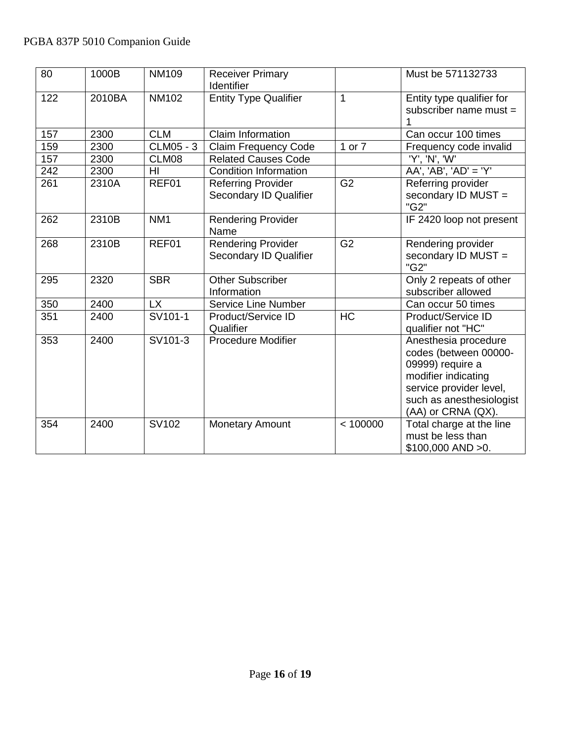| 80 | 1000B | NM109 | Receiver Primary Identifier | | Must be 571132733 |
|---|---|---|---|---|---|
| 122 | 2010BA | NM102 | Entity Type Qualifier | 1 | Entity type qualifier for subscriber name must = 1 |
| 157 | 2300 | CLM | Claim Information | | Can occur 100 times |
| 159 | 2300 | CLM05 - 3 | Claim Frequency Code | 1 or 7 | Frequency code invalid |
| 157 | 2300 | CLM08 | Related Causes Code | | 'Y', 'N', 'W' |
| 242 | 2300 | HI | Condition Information | | AA', 'AB', 'AD' = 'Y' |
| 261 | 2310A | REF01 | Referring Provider Secondary ID Qualifier | G2 | Referring provider secondary ID MUST = "G2" |
| 262 | 2310B | NM1 | Rendering Provider Name | | IF 2420 loop not present |
| 268 | 2310B | REF01 | Rendering Provider Secondary ID Qualifier | G2 | Rendering provider secondary ID MUST = "G2" |
| 295 | 2320 | SBR | Other Subscriber Information | | Only 2 repeats of other subscriber allowed |
| 350 | 2400 | LX | Service Line Number | | Can occur 50 times |
| 351 | 2400 | SV101-1 | Product/Service ID Qualifier | HC | Product/Service ID qualifier not "HC" |
| 353 | 2400 | SV101-3 | Procedure Modifier | | Anesthesia procedure codes (between 00000-09999) require a modifier indicating service provider level, such as anesthesiologist (AA) or CRNA (QX). |
| 354 | 2400 | SV102 | Monetary Amount | < 100000 | Total charge at the line must be less than $100,000 AND >0. |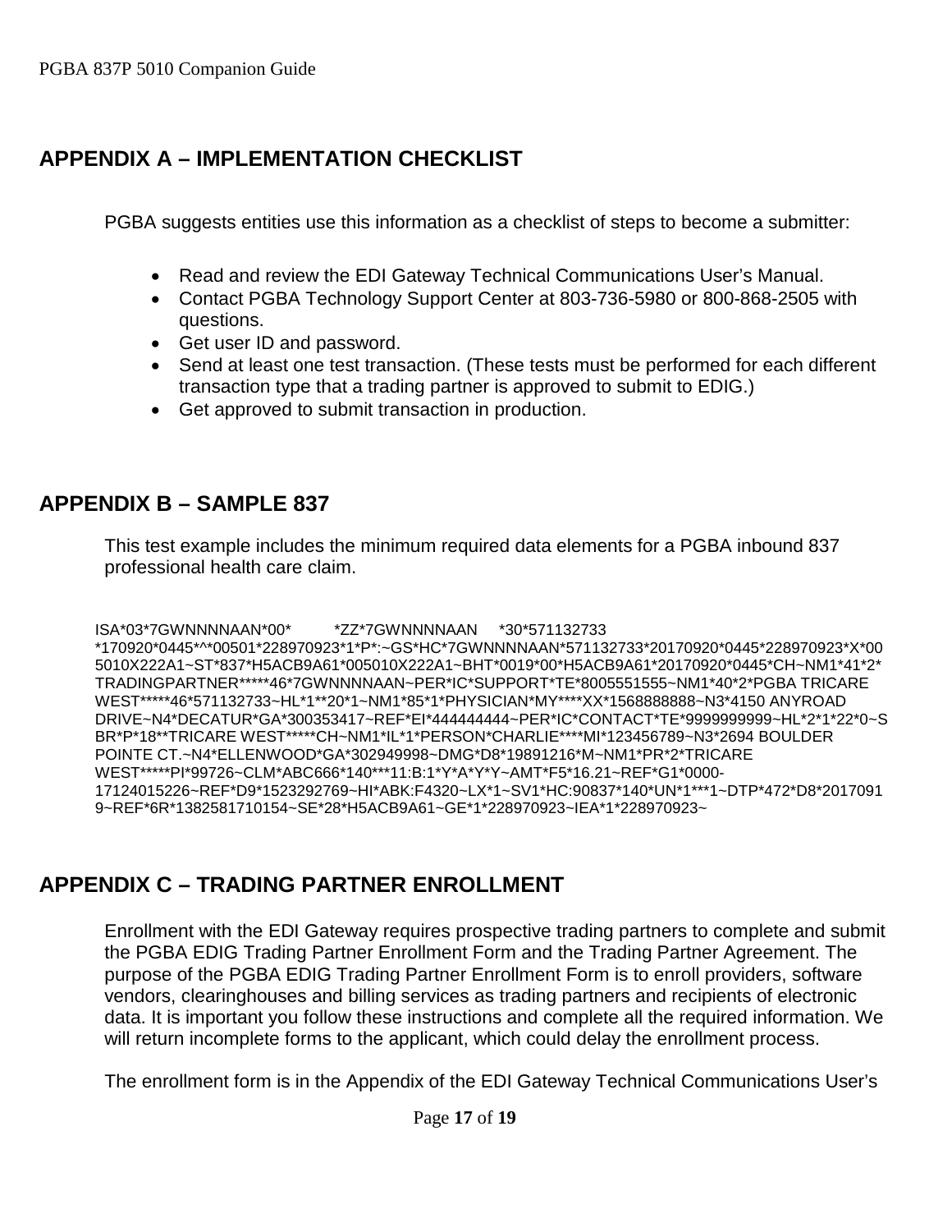## APPENDIX A – IMPLEMENTATION CHECKLIST

PGBA suggests entities use this information as a checklist of steps to become a submitter:

- Read and review the EDI Gateway Technical Communications User's Manual.
- Contact PGBA Technology Support Center at 803-736-5980 or 800-868-2505 with questions.
- Get user ID and password.
- Send at least one test transaction. (These tests must be performed for each different transaction type that a trading partner is approved to submit to EDIG.)
- Get approved to submit transaction in production.

## APPENDIX B – SAMPLE 837

This test example includes the minimum required data elements for a PGBA inbound 837 professional health care claim.

```
ISA*03*7GWNNNNAAN*00*          *ZZ*7GWNNNNAAN     *30*571132733
*170920*0445*^*00501*228970923*1*P*:~GS*HC*7GWNNNNAAN*571132733*20170920*0445*228970923*X*00
5010X222A1~ST*837*H5ACB9A61*005010X222A1~BHT*0019*00*H5ACB9A61*20170920*0445*CH~NM1*41*2*
TRADINGPARTNER*****46*7GWNNNNAAN~PER*IC*SUPPORT*TE*8005551555~NM1*40*2*PGBA TRICARE
WEST*****46*571132733~HL*1**20*1~NM1*85*1*PHYSICIAN*MY****XX*1568888888~N3*4150 ANYROAD
DRIVE~N4*DECATUR*GA*300353417~REF*EI*444444444~PER*IC*CONTACT*TE*9999999999~HL*2*1*22*0~S
BR*P*18**TRICARE WEST*****CH~NM1*IL*1*PERSON*CHARLIE****MI*123456789~N3*2694 BOULDER
POINTE CT.~N4*ELLENWOOD*GA*302949998~DMG*D8*19891216*M~NM1*PR*2*TRICARE
WEST*****PI*99726~CLM*ABC666*140***11:B:1*Y*A*Y*Y~AMT*F5*16.21~REF*G1*0000-
17124015226~REF*D9*1523292769~HI*ABK:F4320~LX*1~SV1*HC:90837*140*UN*1***1~DTP*472*D8*2017091
9~REF*6R*1382581710154~SE*28*H5ACB9A61~GE*1*228970923~IEA*1*228970923~
```

## APPENDIX C – TRADING PARTNER ENROLLMENT

Enrollment with the EDI Gateway requires prospective trading partners to complete and submit the PGBA EDIG Trading Partner Enrollment Form and the Trading Partner Agreement. The purpose of the PGBA EDIG Trading Partner Enrollment Form is to enroll providers, software vendors, clearinghouses and billing services as trading partners and recipients of electronic data. It is important you follow these instructions and complete all the required information. We will return incomplete forms to the applicant, which could delay the enrollment process.

The enrollment form is in the Appendix of the EDI Gateway Technical Communications User's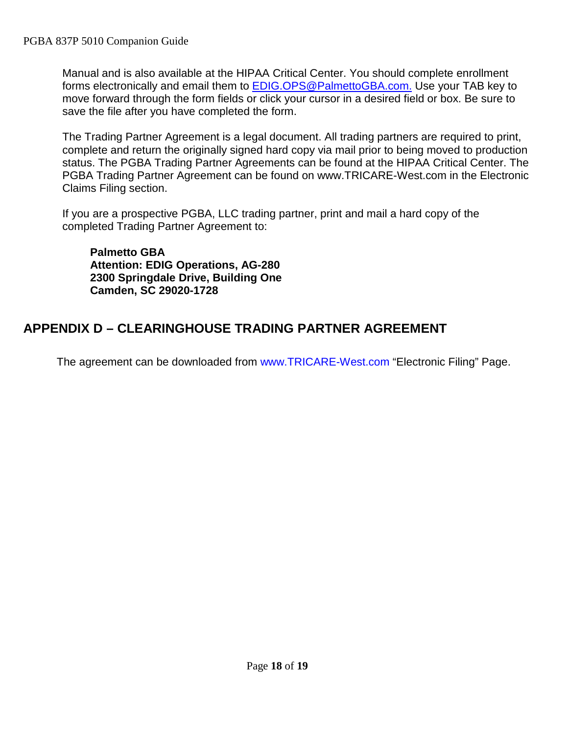Manual and is also available at the HIPAA Critical Center. You should complete enrollment forms electronically and email them to EDIG.OPS@PalmettoGBA.com. Use your TAB key to move forward through the form fields or click your cursor in a desired field or box. Be sure to save the file after you have completed the form.

The Trading Partner Agreement is a legal document. All trading partners are required to print, complete and return the originally signed hard copy via mail prior to being moved to production status. The PGBA Trading Partner Agreements can be found at the HIPAA Critical Center. The PGBA Trading Partner Agreement can be found on www.TRICARE-West.com in the Electronic Claims Filing section.

If you are a prospective PGBA, LLC trading partner, print and mail a hard copy of the completed Trading Partner Agreement to:

**Palmetto GBA**
**Attention: EDIG Operations, AG-280**
**2300 Springdale Drive, Building One**
**Camden, SC 29020-1728**

## APPENDIX D – CLEARINGHOUSE TRADING PARTNER AGREEMENT

The agreement can be downloaded from www.TRICARE-West.com "Electronic Filing" Page.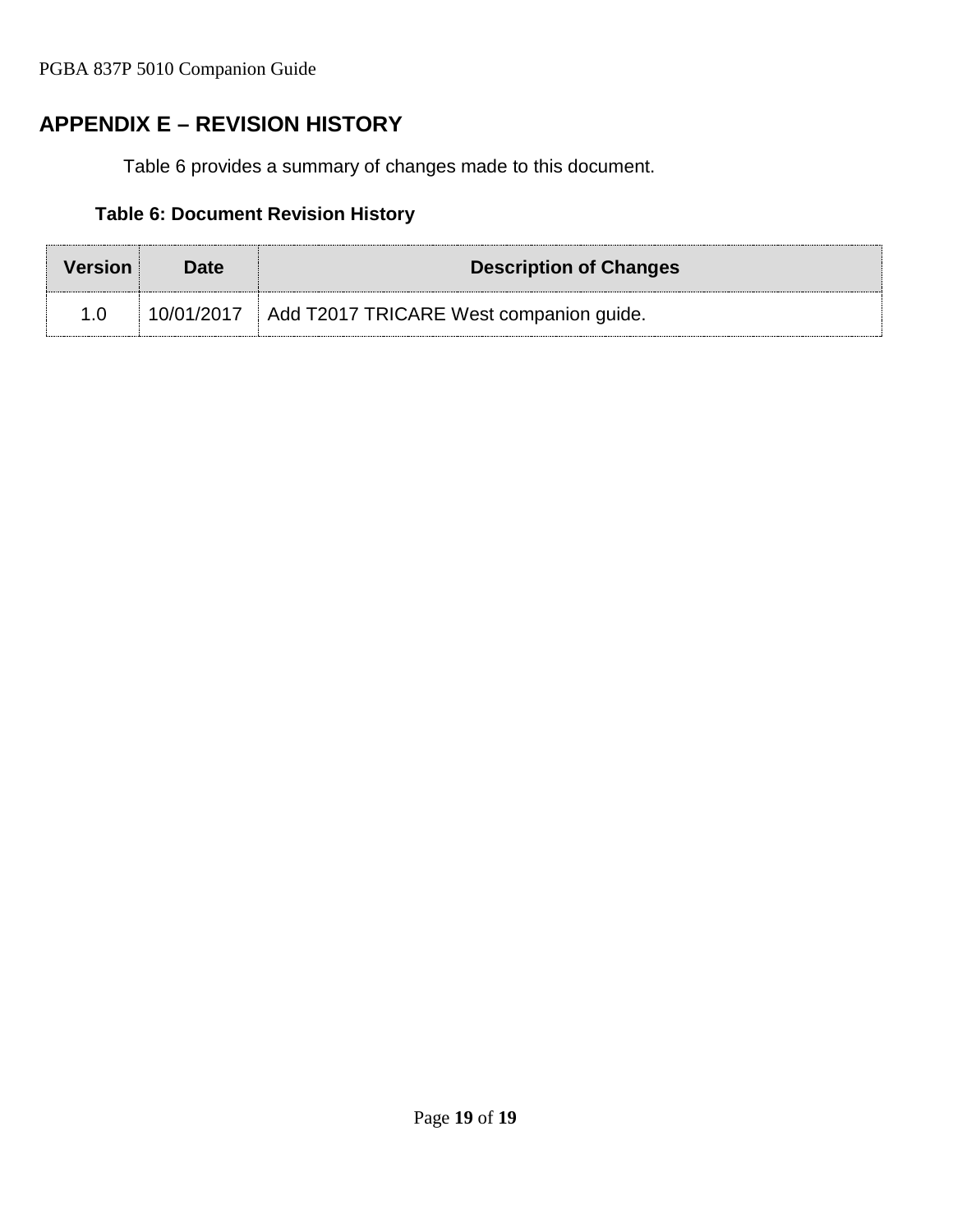## APPENDIX E – REVISION HISTORY

Table 6 provides a summary of changes made to this document.

**Table 6: Document Revision History**

| Version | Date | Description of Changes |
|---|---|---|
| 1.0 | 10/01/2017 | Add T2017 TRICARE West companion guide. |